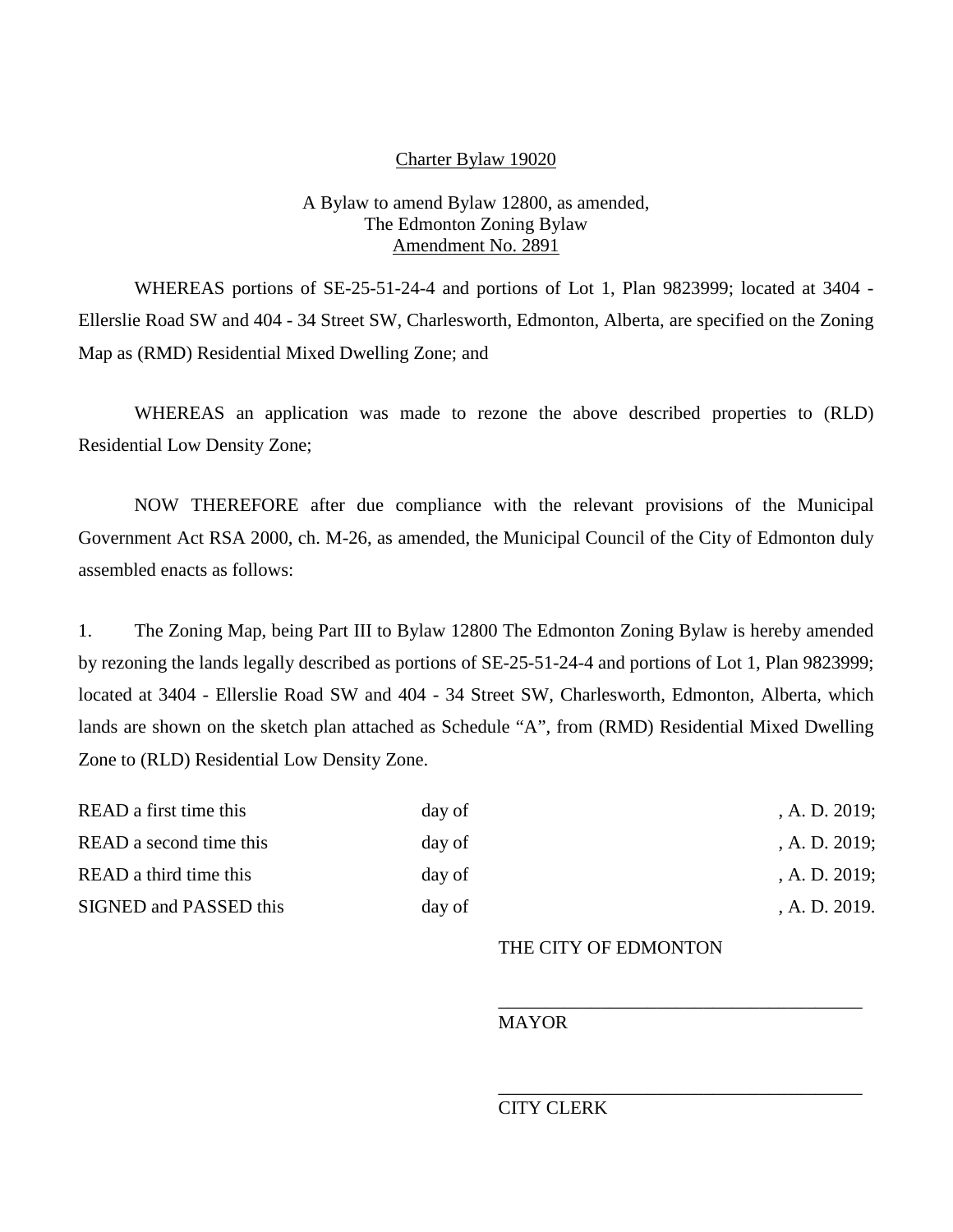Charter Bylaw 19020

A Bylaw to amend Bylaw 12800, as amended,
The Edmonton Zoning Bylaw
Amendment No. 2891

WHEREAS portions of SE-25-51-24-4 and portions of Lot 1, Plan 9823999; located at 3404 - Ellerslie Road SW and 404 - 34 Street SW, Charlesworth, Edmonton, Alberta, are specified on the Zoning Map as (RMD) Residential Mixed Dwelling Zone; and

WHEREAS an application was made to rezone the above described properties to (RLD) Residential Low Density Zone;

NOW THEREFORE after due compliance with the relevant provisions of the Municipal Government Act RSA 2000, ch. M-26, as amended, the Municipal Council of the City of Edmonton duly assembled enacts as follows:

1. The Zoning Map, being Part III to Bylaw 12800 The Edmonton Zoning Bylaw is hereby amended by rezoning the lands legally described as portions of SE-25-51-24-4 and portions of Lot 1, Plan 9823999; located at 3404 - Ellerslie Road SW and 404 - 34 Street SW, Charlesworth, Edmonton, Alberta, which lands are shown on the sketch plan attached as Schedule "A", from (RMD) Residential Mixed Dwelling Zone to (RLD) Residential Low Density Zone.

READ a first time this day of , A. D. 2019;
READ a second time this day of , A. D. 2019;
READ a third time this day of , A. D. 2019;
SIGNED and PASSED this day of , A. D. 2019.

THE CITY OF EDMONTON

_______________________________________
MAYOR

_______________________________________
CITY CLERK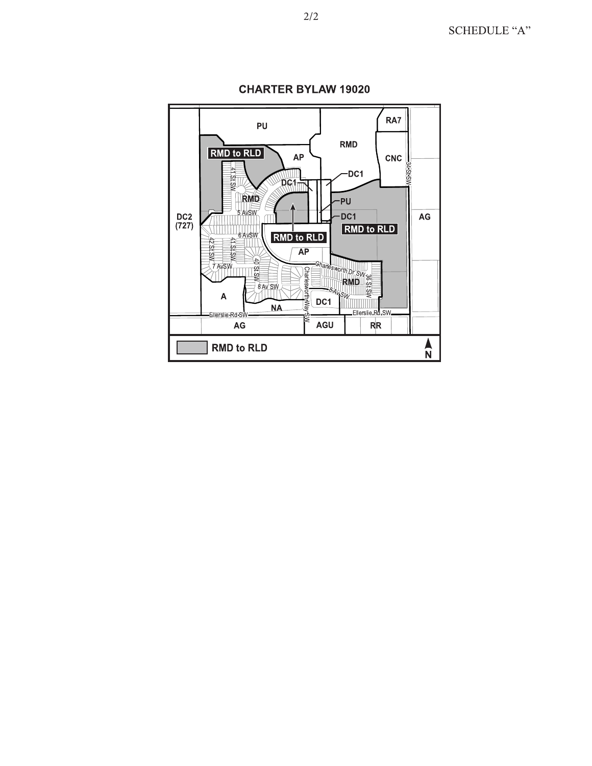SCHEDULE "A"

## CHARTER BYLAW 19020

PU

RA7

RMD

CNC

RMD to RLD

AP

DC1

41 St SW

DC1

RMD

PU

5 AvSW

DC1

DC2 (727)

RMD to RLD

AG

6 AvSW

RMD to RLD

42 St SW

41 St SW

AP

7 AvSW

40 St SW

Charlesworth Dr SW

Charlesworth Way SW

RMD

36 St SW

8 Av SW

8 Av SW

A

DC1

34 St SW

NA

Ellerslie Rd SW

Ellerslie Rd SW

AG

AGU

RR

RMD to RLD

N